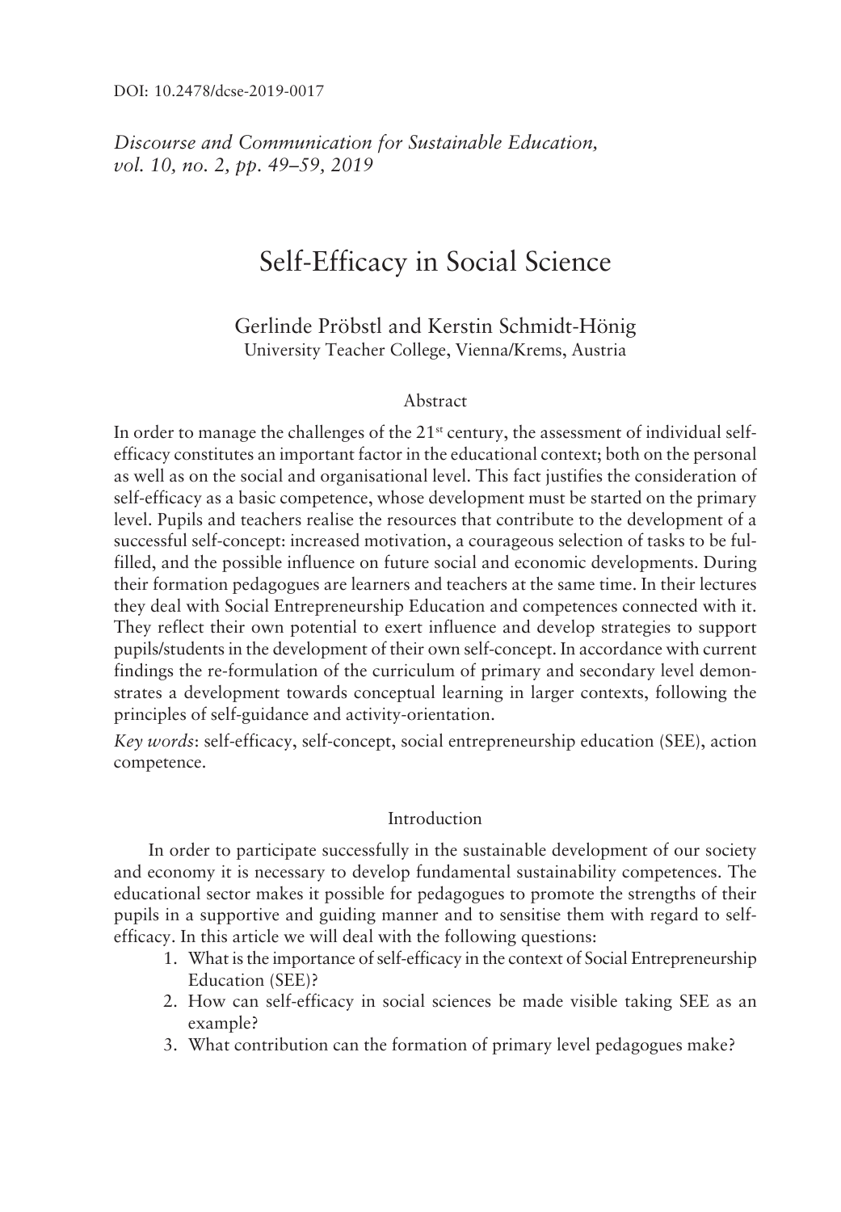DOI: 10.2478/dcse-2019-0017

*Discourse and Communication for Sustainable Education, vol. 10, no. 2, pp. 49–59, 2019*

# Self-Efficacy in Social Science

Gerlinde Pröbstl and Kerstin Schmidt-Hönig
University Teacher College, Vienna/Krems, Austria

## Abstract

In order to manage the challenges of the 21st century, the assessment of individual self-efficacy constitutes an important factor in the educational context; both on the personal as well as on the social and organisational level. This fact justifies the consideration of self-efficacy as a basic competence, whose development must be started on the primary level. Pupils and teachers realise the resources that contribute to the development of a successful self-concept: increased motivation, a courageous selection of tasks to be fulfilled, and the possible influence on future social and economic developments. During their formation pedagogues are learners and teachers at the same time. In their lectures they deal with Social Entrepreneurship Education and competences connected with it. They reflect their own potential to exert influence and develop strategies to support pupils/students in the development of their own self-concept. In accordance with current findings the re-formulation of the curriculum of primary and secondary level demonstrates a development towards conceptual learning in larger contexts, following the principles of self-guidance and activity-orientation.

*Key words*: self-efficacy, self-concept, social entrepreneurship education (SEE), action competence.

## Introduction

In order to participate successfully in the sustainable development of our society and economy it is necessary to develop fundamental sustainability competences. The educational sector makes it possible for pedagogues to promote the strengths of their pupils in a supportive and guiding manner and to sensitise them with regard to self-efficacy. In this article we will deal with the following questions:

1. What is the importance of self-efficacy in the context of Social Entrepreneurship Education (SEE)?
2. How can self-efficacy in social sciences be made visible taking SEE as an example?
3. What contribution can the formation of primary level pedagogues make?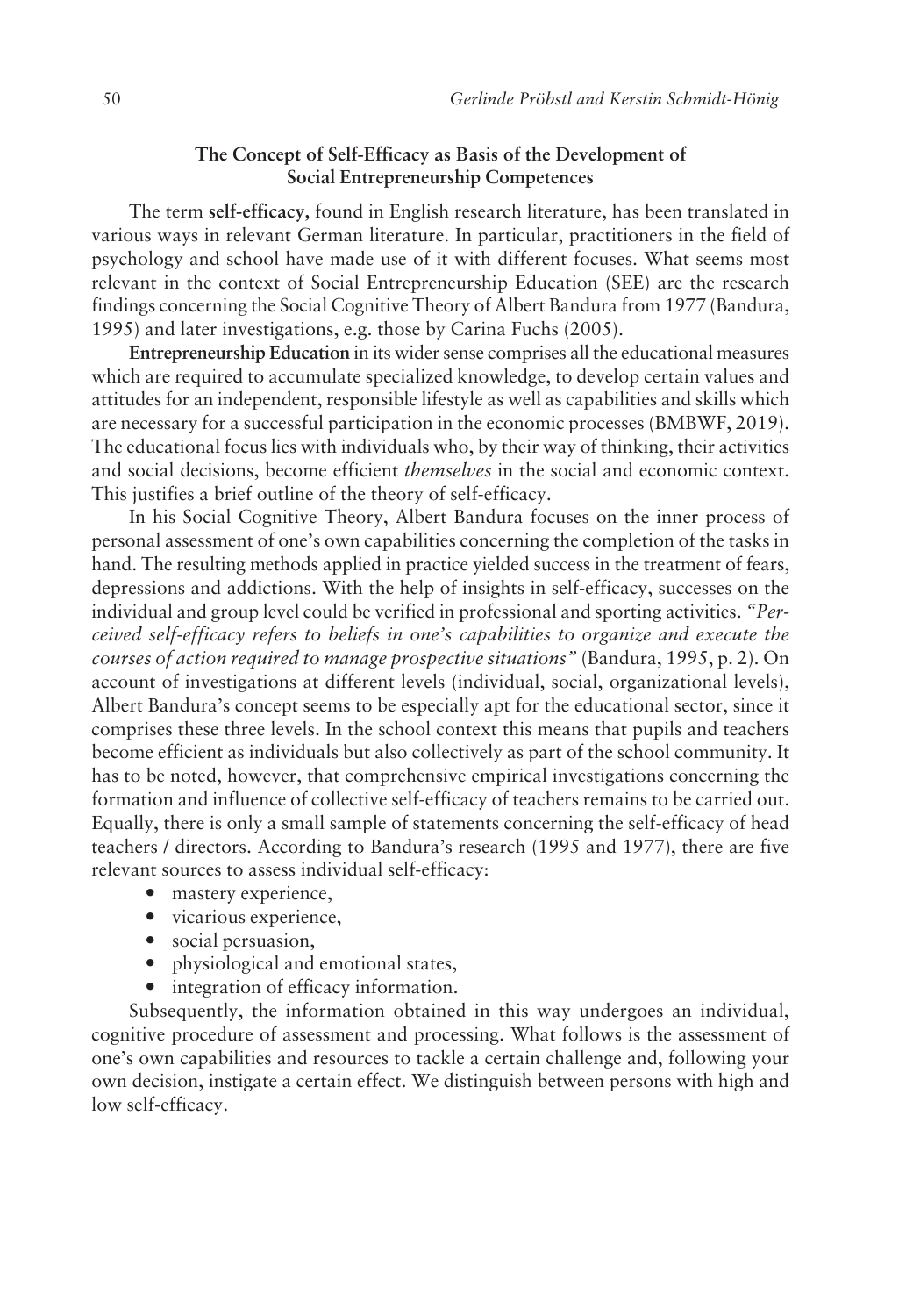## The Concept of Self-Efficacy as Basis of the Development of Social Entrepreneurship Competences

The term **self-efficacy**, found in English research literature, has been translated in various ways in relevant German literature. In particular, practitioners in the field of psychology and school have made use of it with different focuses. What seems most relevant in the context of Social Entrepreneurship Education (SEE) are the research findings concerning the Social Cognitive Theory of Albert Bandura from 1977 (Bandura, 1995) and later investigations, e.g. those by Carina Fuchs (2005).

**Entrepreneurship Education** in its wider sense comprises all the educational measures which are required to accumulate specialized knowledge, to develop certain values and attitudes for an independent, responsible lifestyle as well as capabilities and skills which are necessary for a successful participation in the economic processes (BMBWF, 2019). The educational focus lies with individuals who, by their way of thinking, their activities and social decisions, become efficient *themselves* in the social and economic context. This justifies a brief outline of the theory of self-efficacy.

In his Social Cognitive Theory, Albert Bandura focuses on the inner process of personal assessment of one's own capabilities concerning the completion of the tasks in hand. The resulting methods applied in practice yielded success in the treatment of fears, depressions and addictions. With the help of insights in self-efficacy, successes on the individual and group level could be verified in professional and sporting activities. *"Perceived self-efficacy refers to beliefs in one's capabilities to organize and execute the courses of action required to manage prospective situations"* (Bandura, 1995, p. 2). On account of investigations at different levels (individual, social, organizational levels), Albert Bandura's concept seems to be especially apt for the educational sector, since it comprises these three levels. In the school context this means that pupils and teachers become efficient as individuals but also collectively as part of the school community. It has to be noted, however, that comprehensive empirical investigations concerning the formation and influence of collective self-efficacy of teachers remains to be carried out. Equally, there is only a small sample of statements concerning the self-efficacy of head teachers / directors. According to Bandura's research (1995 and 1977), there are five relevant sources to assess individual self-efficacy:

- mastery experience,
- vicarious experience,
- social persuasion,
- physiological and emotional states,
- integration of efficacy information.

Subsequently, the information obtained in this way undergoes an individual, cognitive procedure of assessment and processing. What follows is the assessment of one's own capabilities and resources to tackle a certain challenge and, following your own decision, instigate a certain effect. We distinguish between persons with high and low self-efficacy.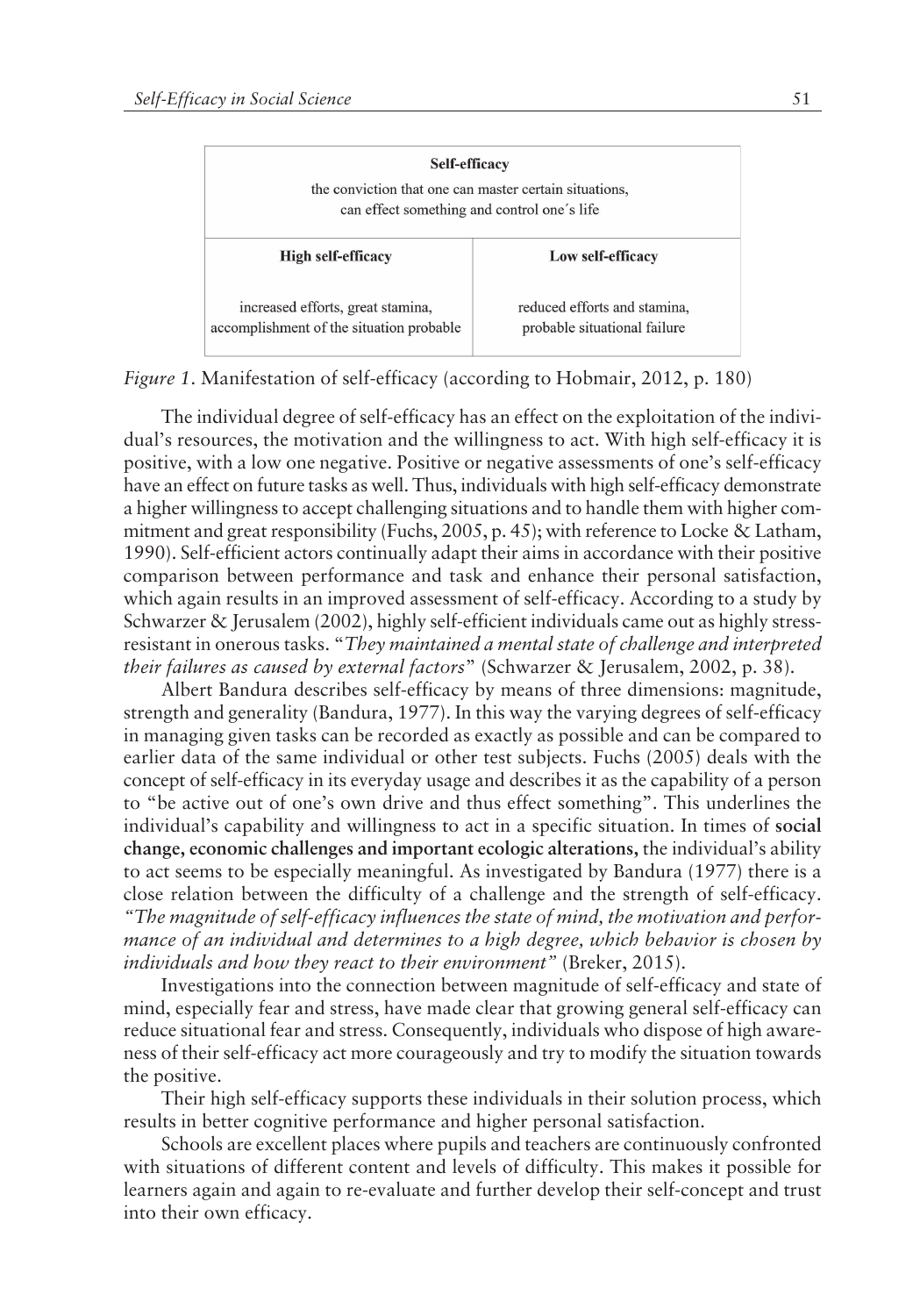| Self-efficacy<br>the conviction that one can master certain situations,<br>can effect something and control one´s life | |
|---|---|
| **High self-efficacy** | **Low self-efficacy** |
| increased efforts, great stamina,<br>accomplishment of the situation probable | reduced efforts and stamina,<br>probable situational failure |

*Figure 1*. Manifestation of self-efficacy (according to Hobmair, 2012, p. 180)

The individual degree of self-efficacy has an effect on the exploitation of the individual's resources, the motivation and the willingness to act. With high self-efficacy it is positive, with a low one negative. Positive or negative assessments of one's self-efficacy have an effect on future tasks as well. Thus, individuals with high self-efficacy demonstrate a higher willingness to accept challenging situations and to handle them with higher commitment and great responsibility (Fuchs, 2005, p. 45); with reference to Locke & Latham, 1990). Self-efficient actors continually adapt their aims in accordance with their positive comparison between performance and task and enhance their personal satisfaction, which again results in an improved assessment of self-efficacy. According to a study by Schwarzer & Jerusalem (2002), highly self-efficient individuals came out as highly stress-resistant in onerous tasks. "*They maintained a mental state of challenge and interpreted their failures as caused by external factors*" (Schwarzer & Jerusalem, 2002, p. 38).

Albert Bandura describes self-efficacy by means of three dimensions: magnitude, strength and generality (Bandura, 1977). In this way the varying degrees of self-efficacy in managing given tasks can be recorded as exactly as possible and can be compared to earlier data of the same individual or other test subjects. Fuchs (2005) deals with the concept of self-efficacy in its everyday usage and describes it as the capability of a person to "be active out of one's own drive and thus effect something". This underlines the individual's capability and willingness to act in a specific situation. In times of **social change, economic challenges and important ecologic alterations,** the individual's ability to act seems to be especially meaningful. As investigated by Bandura (1977) there is a close relation between the difficulty of a challenge and the strength of self-efficacy. *"The magnitude of self-efficacy influences the state of mind, the motivation and performance of an individual and determines to a high degree, which behavior is chosen by individuals and how they react to their environment"* (Breker, 2015).

Investigations into the connection between magnitude of self-efficacy and state of mind, especially fear and stress, have made clear that growing general self-efficacy can reduce situational fear and stress. Consequently, individuals who dispose of high awareness of their self-efficacy act more courageously and try to modify the situation towards the positive.

Their high self-efficacy supports these individuals in their solution process, which results in better cognitive performance and higher personal satisfaction.

Schools are excellent places where pupils and teachers are continuously confronted with situations of different content and levels of difficulty. This makes it possible for learners again and again to re-evaluate and further develop their self-concept and trust into their own efficacy.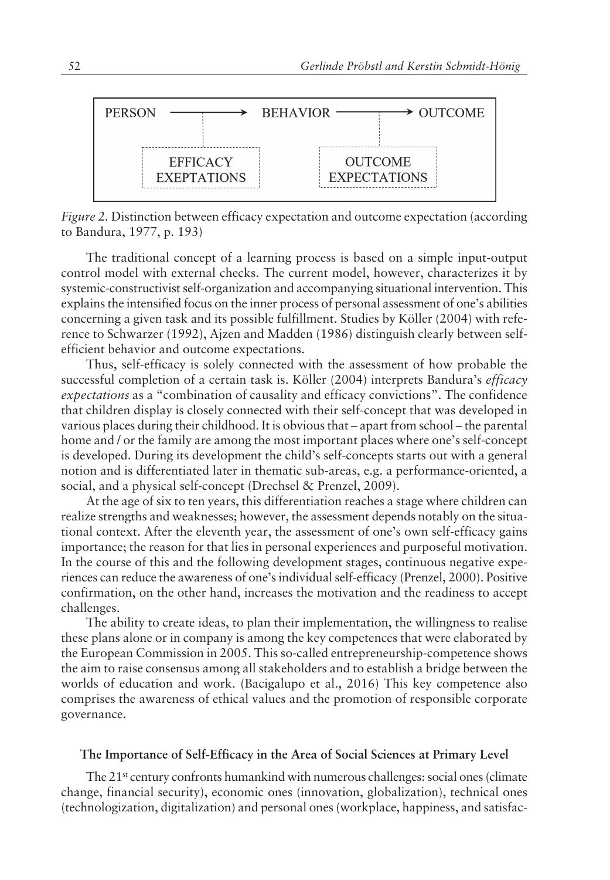PERSON ⟶ BEHAVIOR ⟶ OUTCOME

EFFICACY EXEPTATIONS | OUTCOME EXPECTATIONS

*Figure 2*. Distinction between efficacy expectation and outcome expectation (according to Bandura, 1977, p. 193)

The traditional concept of a learning process is based on a simple input-output control model with external checks. The current model, however, characterizes it by systemic-constructivist self-organization and accompanying situational intervention. This explains the intensified focus on the inner process of personal assessment of one's abilities concerning a given task and its possible fulfillment. Studies by Köller (2004) with reference to Schwarzer (1992), Ajzen and Madden (1986) distinguish clearly between self-efficient behavior and outcome expectations.

Thus, self-efficacy is solely connected with the assessment of how probable the successful completion of a certain task is. Köller (2004) interprets Bandura's *efficacy expectations* as a "combination of causality and efficacy convictions". The confidence that children display is closely connected with their self-concept that was developed in various places during their childhood. It is obvious that – apart from school – the parental home and / or the family are among the most important places where one's self-concept is developed. During its development the child's self-concepts starts out with a general notion and is differentiated later in thematic sub-areas, e.g. a performance-oriented, a social, and a physical self-concept (Drechsel & Prenzel, 2009).

At the age of six to ten years, this differentiation reaches a stage where children can realize strengths and weaknesses; however, the assessment depends notably on the situational context. After the eleventh year, the assessment of one's own self-efficacy gains importance; the reason for that lies in personal experiences and purposeful motivation. In the course of this and the following development stages, continuous negative experiences can reduce the awareness of one's individual self-efficacy (Prenzel, 2000). Positive confirmation, on the other hand, increases the motivation and the readiness to accept challenges.

The ability to create ideas, to plan their implementation, the willingness to realise these plans alone or in company is among the key competences that were elaborated by the European Commission in 2005. This so-called entrepreneurship-competence shows the aim to raise consensus among all stakeholders and to establish a bridge between the worlds of education and work. (Bacigalupo et al., 2016) This key competence also comprises the awareness of ethical values and the promotion of responsible corporate governance.

### The Importance of Self-Efficacy in the Area of Social Sciences at Primary Level

The 21st century confronts humankind with numerous challenges: social ones (climate change, financial security), economic ones (innovation, globalization), technical ones (technologization, digitalization) and personal ones (workplace, happiness, and satisfac-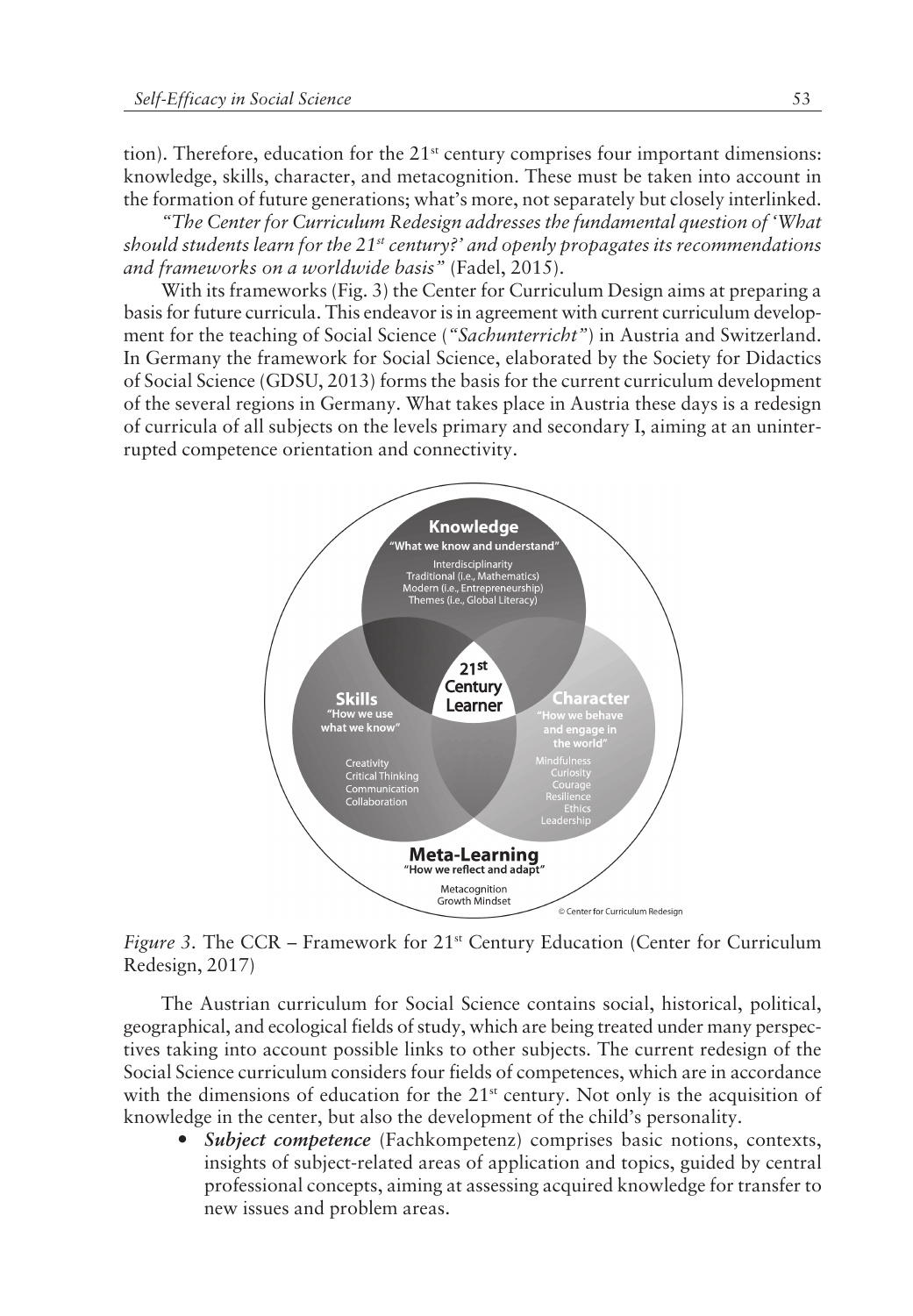tion). Therefore, education for the 21st century comprises four important dimensions: knowledge, skills, character, and metacognition. These must be taken into account in the formation of future generations; what's more, not separately but closely interlinked.

*"The Center for Curriculum Redesign addresses the fundamental question of 'What should students learn for the 21st century?' and openly propagates its recommendations and frameworks on a worldwide basis"* (Fadel, 2015).

With its frameworks (Fig. 3) the Center for Curriculum Design aims at preparing a basis for future curricula. This endeavor is in agreement with current curriculum development for the teaching of Social Science (*"Sachunterricht"*) in Austria and Switzerland. In Germany the framework for Social Science, elaborated by the Society for Didactics of Social Science (GDSU, 2013) forms the basis for the current curriculum development of the several regions in Germany. What takes place in Austria these days is a redesign of curricula of all subjects on the levels primary and secondary I, aiming at an uninterrupted competence orientation and connectivity.

*Figure 3.* The CCR – Framework for 21st Century Education (Center for Curriculum Redesign, 2017)

The Austrian curriculum for Social Science contains social, historical, political, geographical, and ecological fields of study, which are being treated under many perspectives taking into account possible links to other subjects. The current redesign of the Social Science curriculum considers four fields of competences, which are in accordance with the dimensions of education for the 21st century. Not only is the acquisition of knowledge in the center, but also the development of the child's personality.

- ***Subject competence*** (Fachkompetenz) comprises basic notions, contexts, insights of subject-related areas of application and topics, guided by central professional concepts, aiming at assessing acquired knowledge for transfer to new issues and problem areas.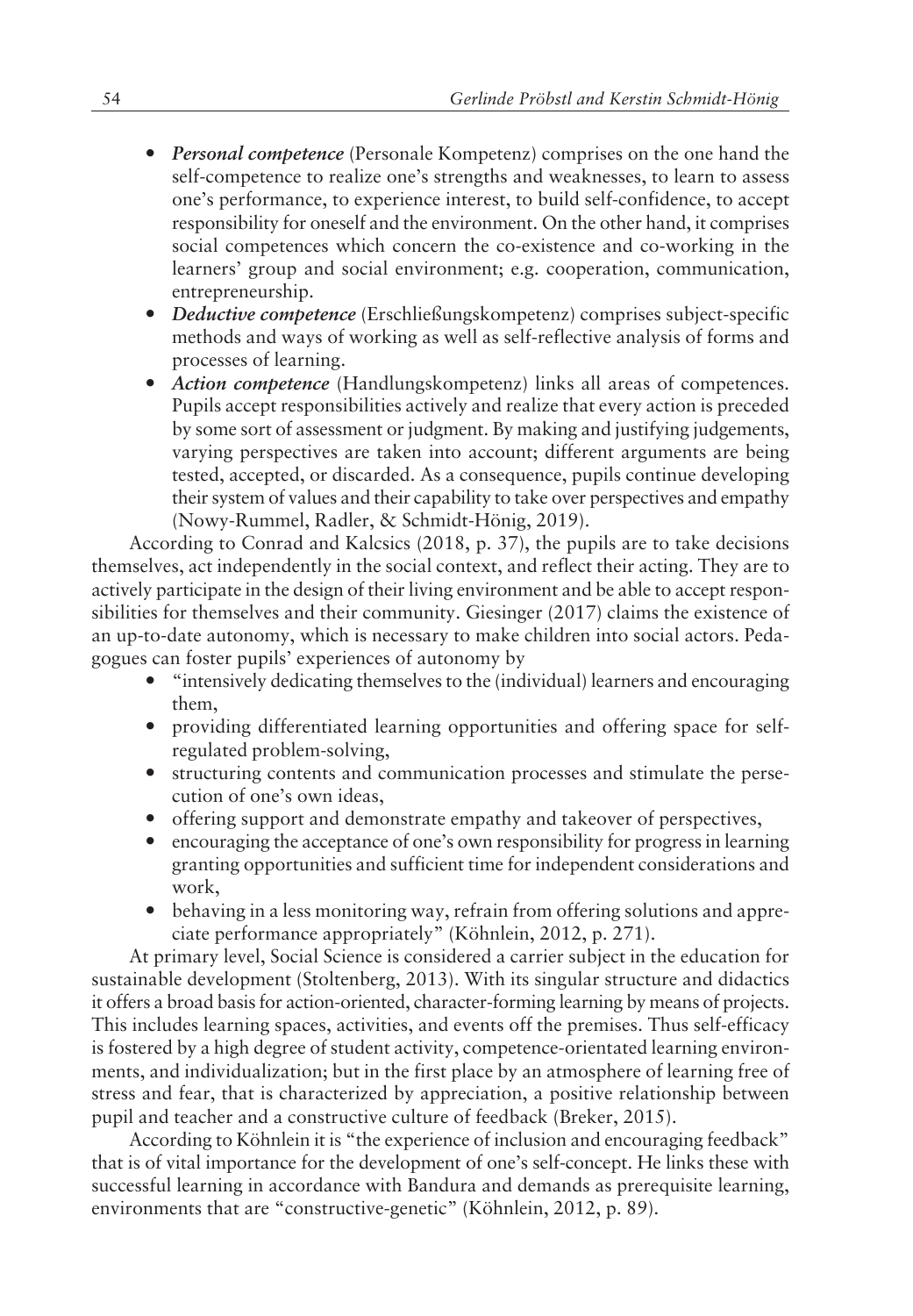- ***Personal competence*** (Personale Kompetenz) comprises on the one hand the self-competence to realize one's strengths and weaknesses, to learn to assess one's performance, to experience interest, to build self-confidence, to accept responsibility for oneself and the environment. On the other hand, it comprises social competences which concern the co-existence and co-working in the learners' group and social environment; e.g. cooperation, communication, entrepreneurship.
- ***Deductive competence*** (Erschließungskompetenz) comprises subject-specific methods and ways of working as well as self-reflective analysis of forms and processes of learning.
- ***Action competence*** (Handlungskompetenz) links all areas of competences. Pupils accept responsibilities actively and realize that every action is preceded by some sort of assessment or judgment. By making and justifying judgements, varying perspectives are taken into account; different arguments are being tested, accepted, or discarded. As a consequence, pupils continue developing their system of values and their capability to take over perspectives and empathy (Nowy-Rummel, Radler, & Schmidt-Hönig, 2019).

According to Conrad and Kalcsics (2018, p. 37), the pupils are to take decisions themselves, act independently in the social context, and reflect their acting. They are to actively participate in the design of their living environment and be able to accept responsibilities for themselves and their community. Giesinger (2017) claims the existence of an up-to-date autonomy, which is necessary to make children into social actors. Pedagogues can foster pupils' experiences of autonomy by

- "intensively dedicating themselves to the (individual) learners and encouraging them,
- providing differentiated learning opportunities and offering space for self-regulated problem-solving,
- structuring contents and communication processes and stimulate the persecution of one's own ideas,
- offering support and demonstrate empathy and takeover of perspectives,
- encouraging the acceptance of one's own responsibility for progress in learning granting opportunities and sufficient time for independent considerations and work,
- behaving in a less monitoring way, refrain from offering solutions and appreciate performance appropriately" (Köhnlein, 2012, p. 271).

At primary level, Social Science is considered a carrier subject in the education for sustainable development (Stoltenberg, 2013). With its singular structure and didactics it offers a broad basis for action-oriented, character-forming learning by means of projects. This includes learning spaces, activities, and events off the premises. Thus self-efficacy is fostered by a high degree of student activity, competence-orientated learning environments, and individualization; but in the first place by an atmosphere of learning free of stress and fear, that is characterized by appreciation, a positive relationship between pupil and teacher and a constructive culture of feedback (Breker, 2015).

According to Köhnlein it is "the experience of inclusion and encouraging feedback" that is of vital importance for the development of one's self-concept. He links these with successful learning in accordance with Bandura and demands as prerequisite learning, environments that are "constructive-genetic" (Köhnlein, 2012, p. 89).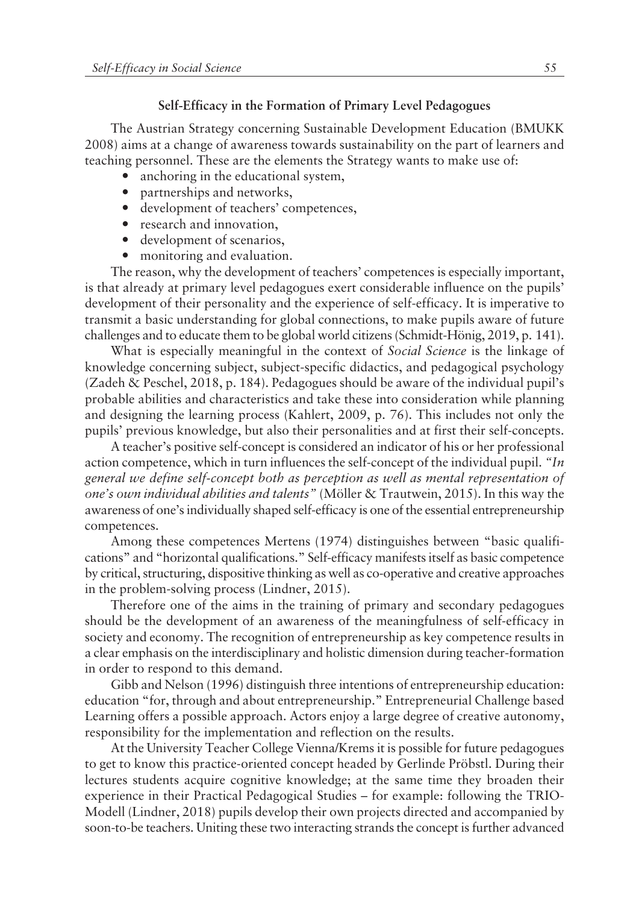## Self-Efficacy in the Formation of Primary Level Pedagogues

The Austrian Strategy concerning Sustainable Development Education (BMUKK 2008) aims at a change of awareness towards sustainability on the part of learners and teaching personnel. These are the elements the Strategy wants to make use of:

- anchoring in the educational system,
- partnerships and networks,
- development of teachers' competences,
- research and innovation,
- development of scenarios,
- monitoring and evaluation.

The reason, why the development of teachers' competences is especially important, is that already at primary level pedagogues exert considerable influence on the pupils' development of their personality and the experience of self-efficacy. It is imperative to transmit a basic understanding for global connections, to make pupils aware of future challenges and to educate them to be global world citizens (Schmidt-Hönig, 2019, p. 141).

What is especially meaningful in the context of *Social Science* is the linkage of knowledge concerning subject, subject-specific didactics, and pedagogical psychology (Zadeh & Peschel, 2018, p. 184). Pedagogues should be aware of the individual pupil's probable abilities and characteristics and take these into consideration while planning and designing the learning process (Kahlert, 2009, p. 76). This includes not only the pupils' previous knowledge, but also their personalities and at first their self-concepts.

A teacher's positive self-concept is considered an indicator of his or her professional action competence, which in turn influences the self-concept of the individual pupil. *"In general we define self-concept both as perception as well as mental representation of one's own individual abilities and talents"* (Möller & Trautwein, 2015). In this way the awareness of one's individually shaped self-efficacy is one of the essential entrepreneurship competences.

Among these competences Mertens (1974) distinguishes between "basic qualifications" and "horizontal qualifications." Self-efficacy manifests itself as basic competence by critical, structuring, dispositive thinking as well as co-operative and creative approaches in the problem-solving process (Lindner, 2015).

Therefore one of the aims in the training of primary and secondary pedagogues should be the development of an awareness of the meaningfulness of self-efficacy in society and economy. The recognition of entrepreneurship as key competence results in a clear emphasis on the interdisciplinary and holistic dimension during teacher-formation in order to respond to this demand.

Gibb and Nelson (1996) distinguish three intentions of entrepreneurship education: education "for, through and about entrepreneurship." Entrepreneurial Challenge based Learning offers a possible approach. Actors enjoy a large degree of creative autonomy, responsibility for the implementation and reflection on the results.

At the University Teacher College Vienna/Krems it is possible for future pedagogues to get to know this practice-oriented concept headed by Gerlinde Pröbstl. During their lectures students acquire cognitive knowledge; at the same time they broaden their experience in their Practical Pedagogical Studies – for example: following the TRIO-Modell (Lindner, 2018) pupils develop their own projects directed and accompanied by soon-to-be teachers. Uniting these two interacting strands the concept is further advanced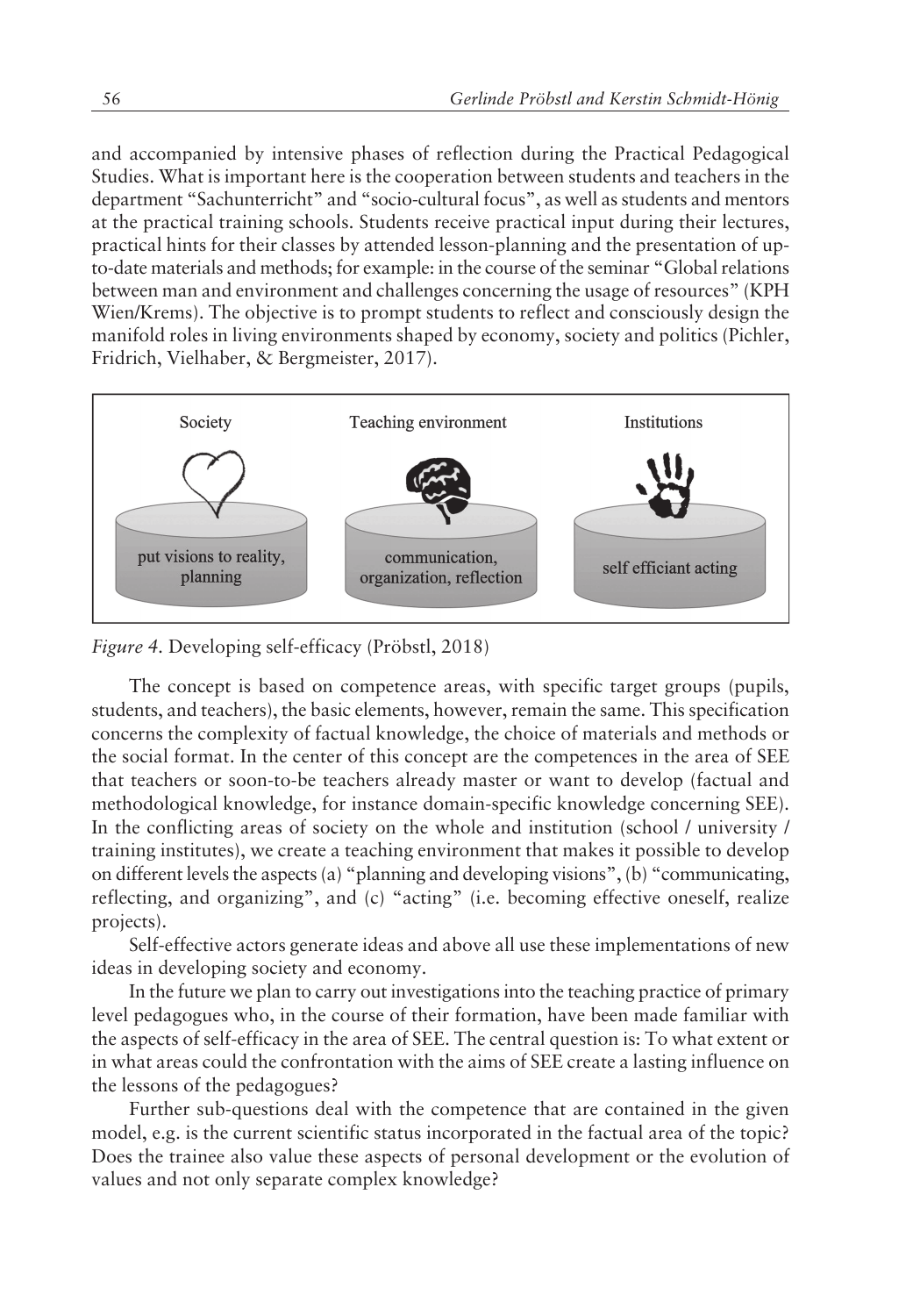and accompanied by intensive phases of reflection during the Practical Pedagogical Studies. What is important here is the cooperation between students and teachers in the department "Sachunterricht" and "socio-cultural focus", as well as students and mentors at the practical training schools. Students receive practical input during their lectures, practical hints for their classes by attended lesson-planning and the presentation of up-to-date materials and methods; for example: in the course of the seminar "Global relations between man and environment and challenges concerning the usage of resources" (KPH Wien/Krems). The objective is to prompt students to reflect and consciously design the manifold roles in living environments shaped by economy, society and politics (Pichler, Fridrich, Vielhaber, & Bergmeister, 2017).

Society — put visions to reality, planning

Teaching environment — communication, organization, reflection

Institutions — self efficiant acting

*Figure 4.* Developing self-efficacy (Pröbstl, 2018)

The concept is based on competence areas, with specific target groups (pupils, students, and teachers), the basic elements, however, remain the same. This specification concerns the complexity of factual knowledge, the choice of materials and methods or the social format. In the center of this concept are the competences in the area of SEE that teachers or soon-to-be teachers already master or want to develop (factual and methodological knowledge, for instance domain-specific knowledge concerning SEE). In the conflicting areas of society on the whole and institution (school / university / training institutes), we create a teaching environment that makes it possible to develop on different levels the aspects (a) "planning and developing visions", (b) "communicating, reflecting, and organizing", and (c) "acting" (i.e. becoming effective oneself, realize projects).

Self-effective actors generate ideas and above all use these implementations of new ideas in developing society and economy.

In the future we plan to carry out investigations into the teaching practice of primary level pedagogues who, in the course of their formation, have been made familiar with the aspects of self-efficacy in the area of SEE. The central question is: To what extent or in what areas could the confrontation with the aims of SEE create a lasting influence on the lessons of the pedagogues?

Further sub-questions deal with the competence that are contained in the given model, e.g. is the current scientific status incorporated in the factual area of the topic? Does the trainee also value these aspects of personal development or the evolution of values and not only separate complex knowledge?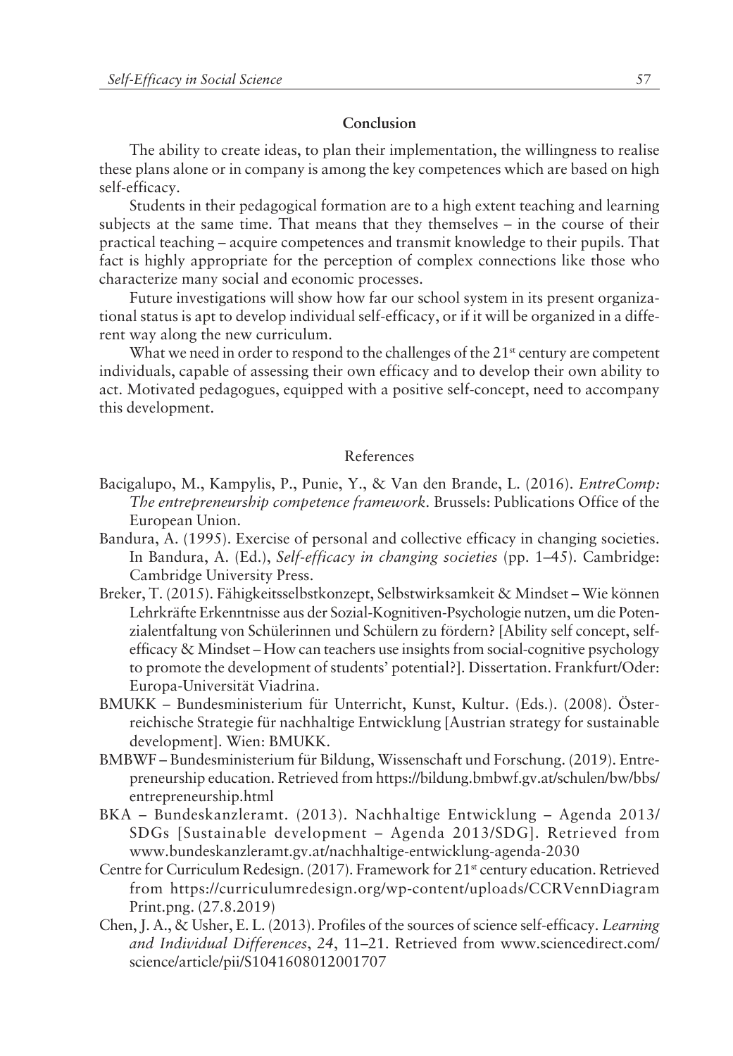## Conclusion

The ability to create ideas, to plan their implementation, the willingness to realise these plans alone or in company is among the key competences which are based on high self-efficacy.

Students in their pedagogical formation are to a high extent teaching and learning subjects at the same time. That means that they themselves – in the course of their practical teaching – acquire competences and transmit knowledge to their pupils. That fact is highly appropriate for the perception of complex connections like those who characterize many social and economic processes.

Future investigations will show how far our school system in its present organizational status is apt to develop individual self-efficacy, or if it will be organized in a different way along the new curriculum.

What we need in order to respond to the challenges of the 21st century are competent individuals, capable of assessing their own efficacy and to develop their own ability to act. Motivated pedagogues, equipped with a positive self-concept, need to accompany this development.

## References

Bacigalupo, M., Kampylis, P., Punie, Y., & Van den Brande, L. (2016). *EntreComp: The entrepreneurship competence framework*. Brussels: Publications Office of the European Union.

Bandura, A. (1995). Exercise of personal and collective efficacy in changing societies. In Bandura, A. (Ed.), *Self-efficacy in changing societies* (pp. 1–45). Cambridge: Cambridge University Press.

Breker, T. (2015). Fähigkeitsselbstkonzept, Selbstwirksamkeit & Mindset – Wie können Lehrkräfte Erkenntnisse aus der Sozial-Kognitiven-Psychologie nutzen, um die Potenzialentfaltung von Schülerinnen und Schülern zu fördern? [Ability self concept, self-efficacy & Mindset – How can teachers use insights from social-cognitive psychology to promote the development of students' potential?]. Dissertation. Frankfurt/Oder: Europa-Universität Viadrina.

BMUKK – Bundesministerium für Unterricht, Kunst, Kultur. (Eds.). (2008). Österreichische Strategie für nachhaltige Entwicklung [Austrian strategy for sustainable development]. Wien: BMUKK.

BMBWF – Bundesministerium für Bildung, Wissenschaft und Forschung. (2019). Entrepreneurship education. Retrieved from https://bildung.bmbwf.gv.at/schulen/bw/bbs/entrepreneurship.html

BKA – Bundeskanzleramt. (2013). Nachhaltige Entwicklung – Agenda 2013/SDGs [Sustainable development – Agenda 2013/SDG]. Retrieved from www.bundeskanzleramt.gv.at/nachhaltige-entwicklung-agenda-2030

Centre for Curriculum Redesign. (2017). Framework for 21st century education. Retrieved from https://curriculumredesign.org/wp-content/uploads/CCRVennDiagramPrint.png. (27.8.2019)

Chen, J. A., & Usher, E. L. (2013). Profiles of the sources of science self-efficacy. *Learning and Individual Differences*, *24*, 11–21. Retrieved from www.sciencedirect.com/science/article/pii/S1041608012001707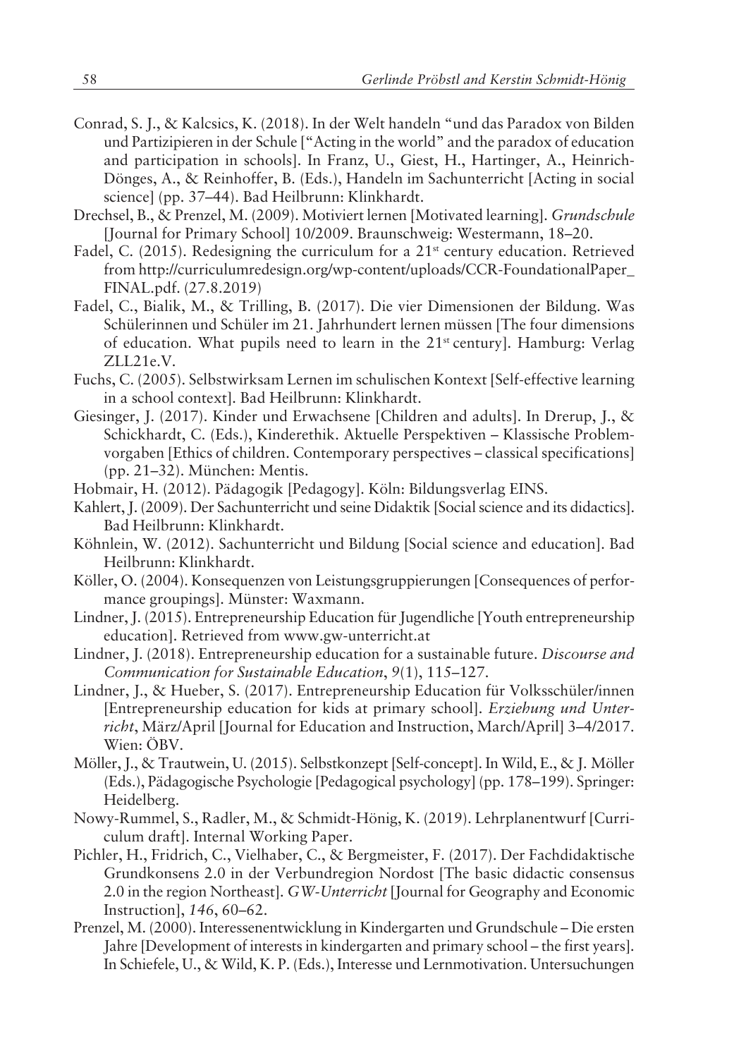Conrad, S. J., & Kalcsics, K. (2018). In der Welt handeln "und das Paradox von Bilden und Partizipieren in der Schule ["Acting in the world" and the paradox of education and participation in schools]. In Franz, U., Giest, H., Hartinger, A., Heinrich-Dönges, A., & Reinhoffer, B. (Eds.), Handeln im Sachunterricht [Acting in social science] (pp. 37–44). Bad Heilbrunn: Klinkhardt.

Drechsel, B., & Prenzel, M. (2009). Motiviert lernen [Motivated learning]. *Grundschule* [Journal for Primary School] 10/2009. Braunschweig: Westermann, 18–20.

Fadel, C. (2015). Redesigning the curriculum for a 21st century education. Retrieved from http://curriculumredesign.org/wp-content/uploads/CCR-FoundationalPaper_FINAL.pdf. (27.8.2019)

Fadel, C., Bialik, M., & Trilling, B. (2017). Die vier Dimensionen der Bildung. Was Schülerinnen und Schüler im 21. Jahrhundert lernen müssen [The four dimensions of education. What pupils need to learn in the 21st century]. Hamburg: Verlag ZLL21e.V.

Fuchs, C. (2005). Selbstwirksam Lernen im schulischen Kontext [Self-effective learning in a school context]. Bad Heilbrunn: Klinkhardt.

Giesinger, J. (2017). Kinder und Erwachsene [Children and adults]. In Drerup, J., & Schickhardt, C. (Eds.), Kinderethik. Aktuelle Perspektiven – Klassische Problemvorgaben [Ethics of children. Contemporary perspectives – classical specifications] (pp. 21–32). München: Mentis.

Hobmair, H. (2012). Pädagogik [Pedagogy]. Köln: Bildungsverlag EINS.

Kahlert, J. (2009). Der Sachunterricht und seine Didaktik [Social science and its didactics]. Bad Heilbrunn: Klinkhardt.

Köhnlein, W. (2012). Sachunterricht und Bildung [Social science and education]. Bad Heilbrunn: Klinkhardt.

Köller, O. (2004). Konsequenzen von Leistungsgruppierungen [Consequences of performance groupings]. Münster: Waxmann.

Lindner, J. (2015). Entrepreneurship Education für Jugendliche [Youth entrepreneurship education]. Retrieved from www.gw-unterricht.at

Lindner, J. (2018). Entrepreneurship education for a sustainable future. *Discourse and Communication for Sustainable Education*, *9*(1), 115–127.

Lindner, J., & Hueber, S. (2017). Entrepreneurship Education für Volksschüler/innen [Entrepreneurship education for kids at primary school]. *Erziehung und Unterricht*, März/April [Journal for Education and Instruction, March/April] 3–4/2017. Wien: ÖBV.

Möller, J., & Trautwein, U. (2015). Selbstkonzept [Self-concept]. In Wild, E., & J. Möller (Eds.), Pädagogische Psychologie [Pedagogical psychology] (pp. 178–199). Springer: Heidelberg.

Nowy-Rummel, S., Radler, M., & Schmidt-Hönig, K. (2019). Lehrplanentwurf [Curriculum draft]. Internal Working Paper.

Pichler, H., Fridrich, C., Vielhaber, C., & Bergmeister, F. (2017). Der Fachdidaktische Grundkonsens 2.0 in der Verbundregion Nordost [The basic didactic consensus 2.0 in the region Northeast]. *GW-Unterricht* [Journal for Geography and Economic Instruction], *146*, 60–62.

Prenzel, M. (2000). Interessenentwicklung in Kindergarten und Grundschule – Die ersten Jahre [Development of interests in kindergarten and primary school – the first years]. In Schiefele, U., & Wild, K. P. (Eds.), Interesse und Lernmotivation. Untersuchungen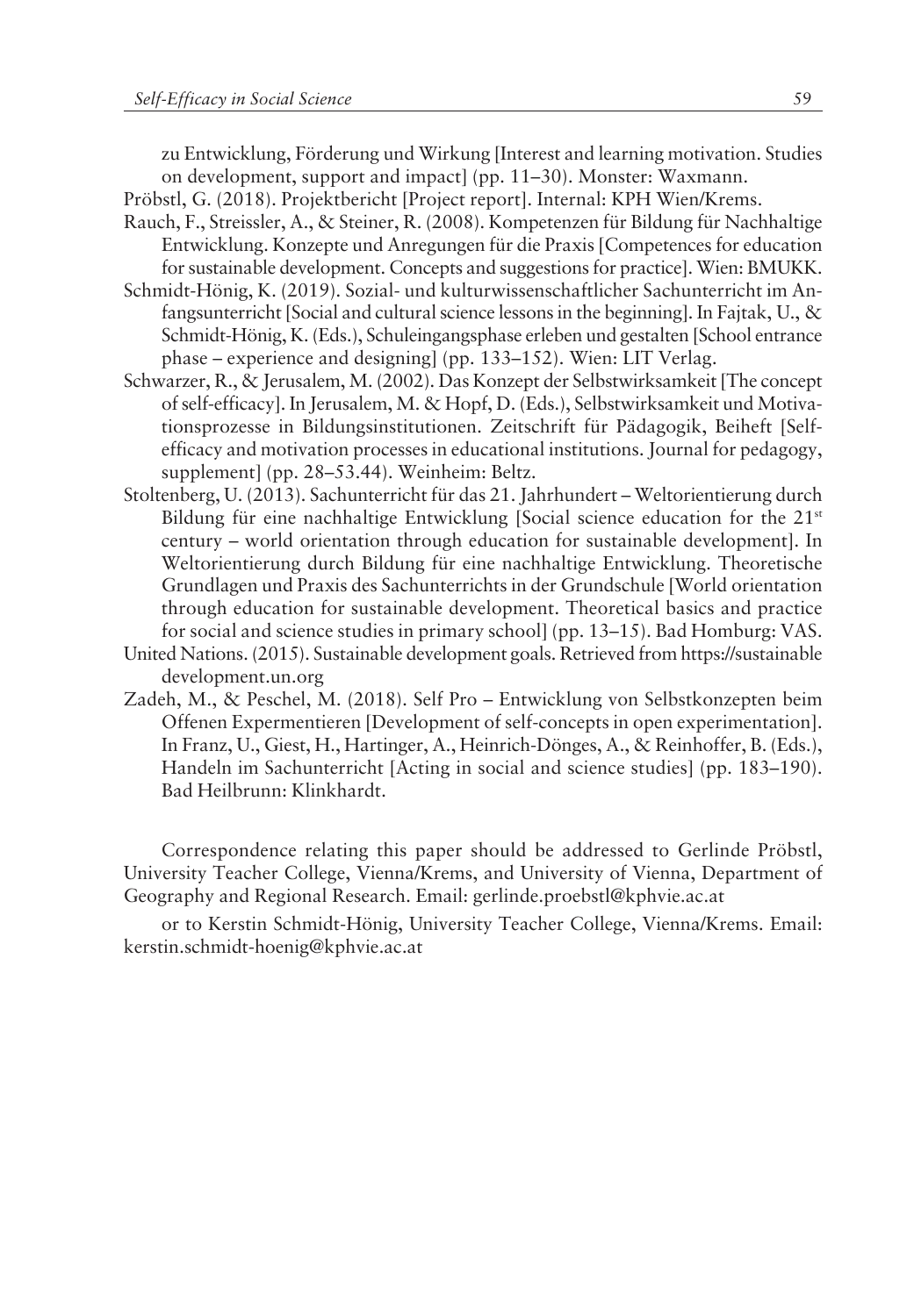zu Entwicklung, Förderung und Wirkung [Interest and learning motivation. Studies on development, support and impact] (pp. 11–30). Monster: Waxmann.

Pröbstl, G. (2018). Projektbericht [Project report]. Internal: KPH Wien/Krems.

Rauch, F., Streissler, A., & Steiner, R. (2008). Kompetenzen für Bildung für Nachhaltige Entwicklung. Konzepte und Anregungen für die Praxis [Competences for education for sustainable development. Concepts and suggestions for practice]. Wien: BMUKK.

Schmidt-Hönig, K. (2019). Sozial- und kulturwissenschaftlicher Sachunterricht im Anfangsunterricht [Social and cultural science lessons in the beginning]. In Fajtak, U., & Schmidt-Hönig, K. (Eds.), Schuleingangsphase erleben und gestalten [School entrance phase – experience and designing] (pp. 133–152). Wien: LIT Verlag.

Schwarzer, R., & Jerusalem, M. (2002). Das Konzept der Selbstwirksamkeit [The concept of self-efficacy]. In Jerusalem, M. & Hopf, D. (Eds.), Selbstwirksamkeit und Motivationsprozesse in Bildungsinstitutionen. Zeitschrift für Pädagogik, Beiheft [Self-efficacy and motivation processes in educational institutions. Journal for pedagogy, supplement] (pp. 28–53.44). Weinheim: Beltz.

Stoltenberg, U. (2013). Sachunterricht für das 21. Jahrhundert – Weltorientierung durch Bildung für eine nachhaltige Entwicklung [Social science education for the 21st century – world orientation through education for sustainable development]. In Weltorientierung durch Bildung für eine nachhaltige Entwicklung. Theoretische Grundlagen und Praxis des Sachunterrichts in der Grundschule [World orientation through education for sustainable development. Theoretical basics and practice for social and science studies in primary school] (pp. 13–15). Bad Homburg: VAS.

United Nations. (2015). Sustainable development goals. Retrieved from https://sustainabledevelopment.un.org

Zadeh, M., & Peschel, M. (2018). Self Pro – Entwicklung von Selbstkonzepten beim Offenen Expermentieren [Development of self-concepts in open experimentation]. In Franz, U., Giest, H., Hartinger, A., Heinrich-Dönges, A., & Reinhoffer, B. (Eds.), Handeln im Sachunterricht [Acting in social and science studies] (pp. 183–190). Bad Heilbrunn: Klinkhardt.

Correspondence relating this paper should be addressed to Gerlinde Pröbstl, University Teacher College, Vienna/Krems, and University of Vienna, Department of Geography and Regional Research. Email: gerlinde.proebstl@kphvie.ac.at

or to Kerstin Schmidt-Hönig, University Teacher College, Vienna/Krems. Email: kerstin.schmidt-hoenig@kphvie.ac.at